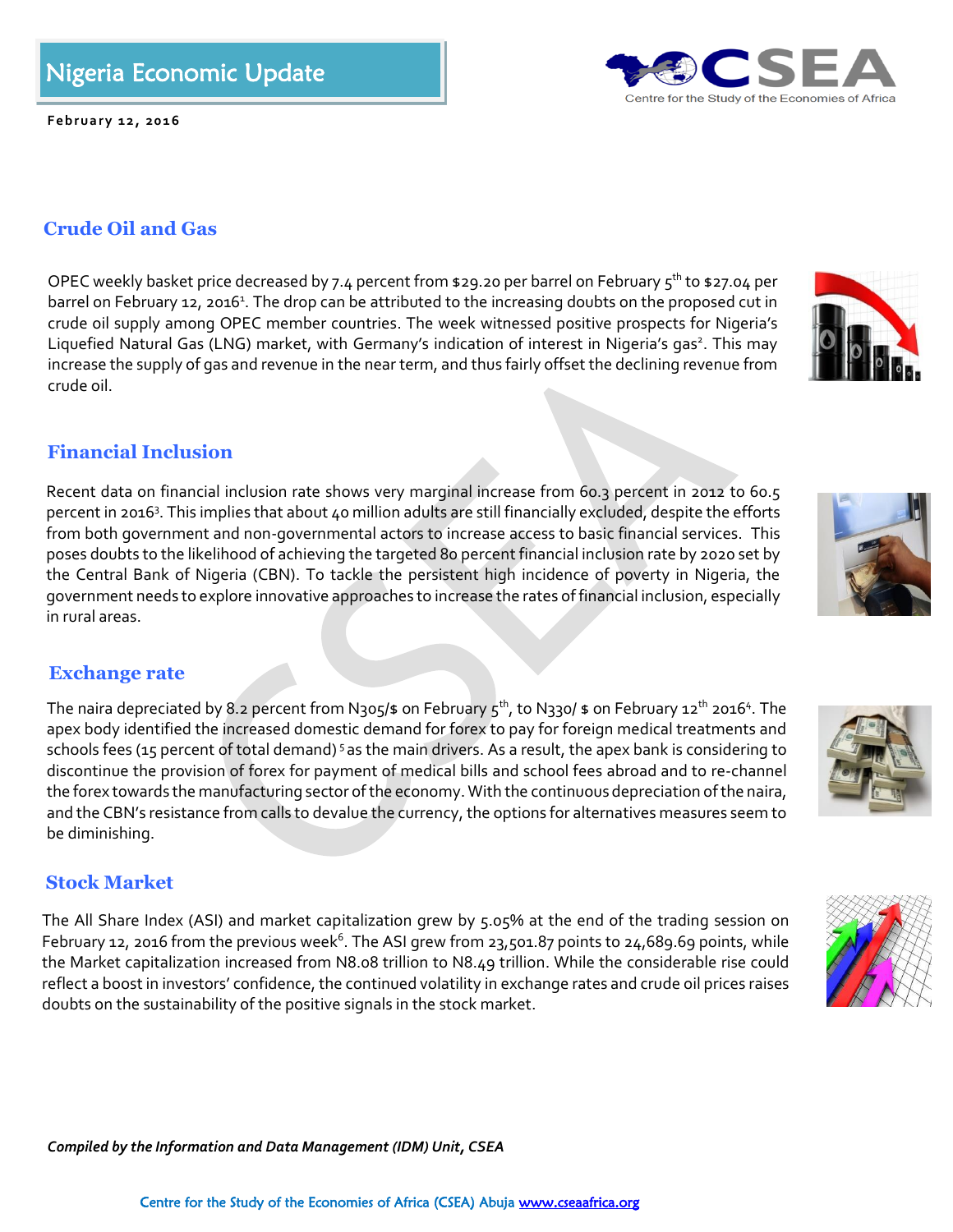# Nigeria Economic Update

**February 12, 2016**

## Crude Oil and Gas

OPEC weekly basket price decreased by 7.4 percent from $29.20 per barrel on February 5th to $27.04 per barrel on February 12, 2016[1]. The drop can be attributed to the increasing doubts on the proposed cut in crude oil supply among OPEC member countries. The week witnessed positive prospects for Nigeria's Liquefied Natural Gas (LNG) market, with Germany's indication of interest in Nigeria's gas[2]. This may increase the supply of gas and revenue in the near term, and thus fairly offset the declining revenue from crude oil.

## Financial Inclusion

Recent data on financial inclusion rate shows very marginal increase from 60.3 percent in 2012 to 60.5 percent in 2016[3]. This implies that about 40 million adults are still financially excluded, despite the efforts from both government and non-governmental actors to increase access to basic financial services. This poses doubts to the likelihood of achieving the targeted 80 percent financial inclusion rate by 2020 set by the Central Bank of Nigeria (CBN). To tackle the persistent high incidence of poverty in Nigeria, the government needs to explore innovative approaches to increase the rates of financial inclusion, especially in rural areas.

## Exchange rate

The naira depreciated by 8.2 percent from N305/$ on February 5th, to N330/ $ on February 12th 2016[4]. The apex body identified the increased domestic demand for forex to pay for foreign medical treatments and schools fees (15 percent of total demand)[5] as the main drivers. As a result, the apex bank is considering to discontinue the provision of forex for payment of medical bills and school fees abroad and to re-channel the forex towards the manufacturing sector of the economy. With the continuous depreciation of the naira, and the CBN's resistance from calls to devalue the currency, the options for alternatives measures seem to be diminishing.

## Stock Market

The All Share Index (ASI) and market capitalization grew by 5.05% at the end of the trading session on February 12, 2016 from the previous week[6]. The ASI grew from 23,501.87 points to 24,689.69 points, while the Market capitalization increased from N8.08 trillion to N8.49 trillion. While the considerable rise could reflect a boost in investors' confidence, the continued volatility in exchange rates and crude oil prices raises doubts on the sustainability of the positive signals in the stock market.

*Compiled by the Information and Data Management (IDM) Unit, CSEA*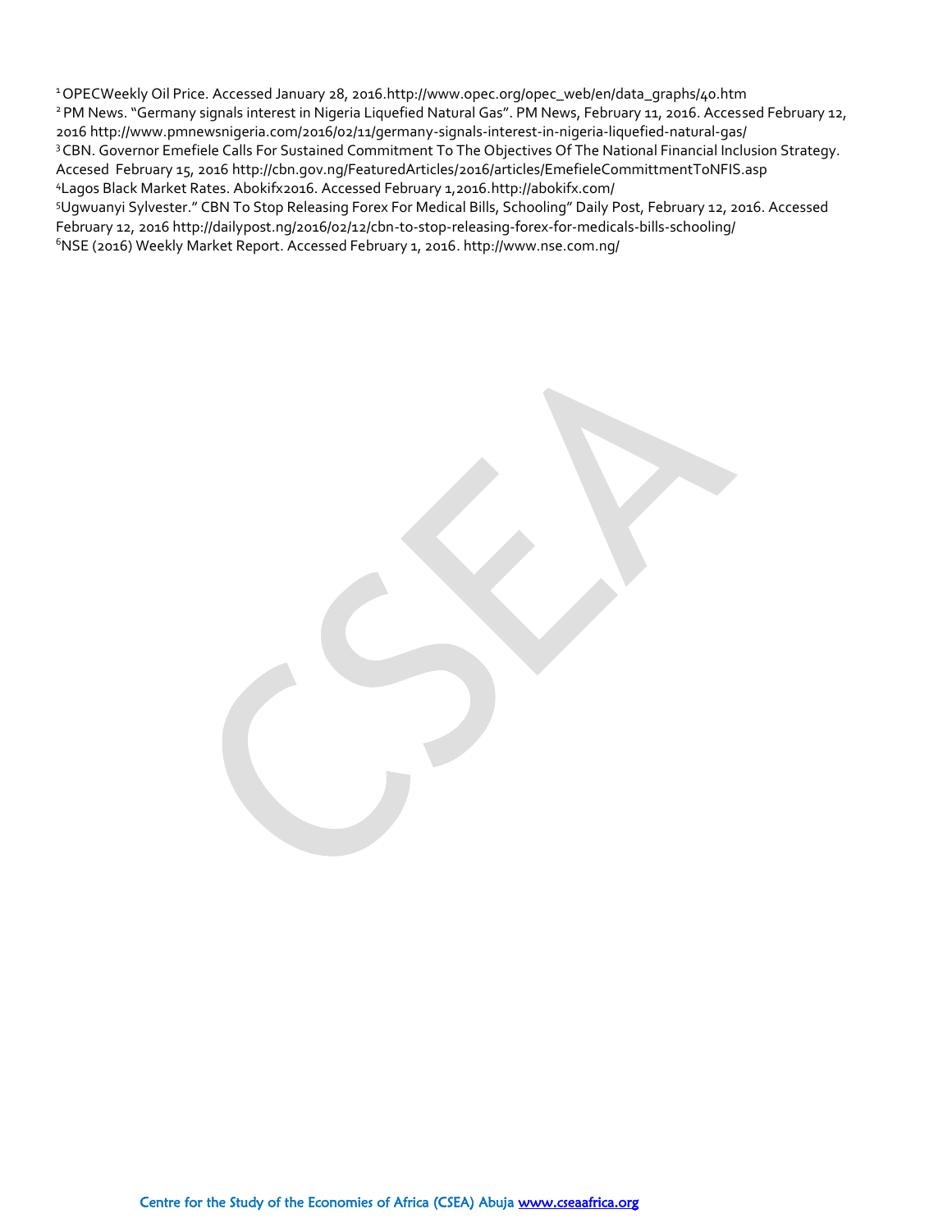[1] OPECWeekly Oil Price. Accessed January 28, 2016.http://www.opec.org/opec_web/en/data_graphs/40.htm

[2] PM News. "Germany signals interest in Nigeria Liquefied Natural Gas". PM News, February 11, 2016. Accessed February 12, 2016 http://www.pmnewsnigeria.com/2016/02/11/germany-signals-interest-in-nigeria-liquefied-natural-gas/

[3] CBN. Governor Emefiele Calls For Sustained Commitment To The Objectives Of The National Financial Inclusion Strategy. Accesed February 15, 2016 http://cbn.gov.ng/FeaturedArticles/2016/articles/EmefieleCommittmentToNFIS.asp

[4] Lagos Black Market Rates. Abokifx2016. Accessed February 1,2016.http://abokifx.com/

[5] Ugwuanyi Sylvester." CBN To Stop Releasing Forex For Medical Bills, Schooling" Daily Post, February 12, 2016. Accessed February 12, 2016 http://dailypost.ng/2016/02/12/cbn-to-stop-releasing-forex-for-medicals-bills-schooling/

[6] NSE (2016) Weekly Market Report. Accessed February 1, 2016. http://www.nse.com.ng/